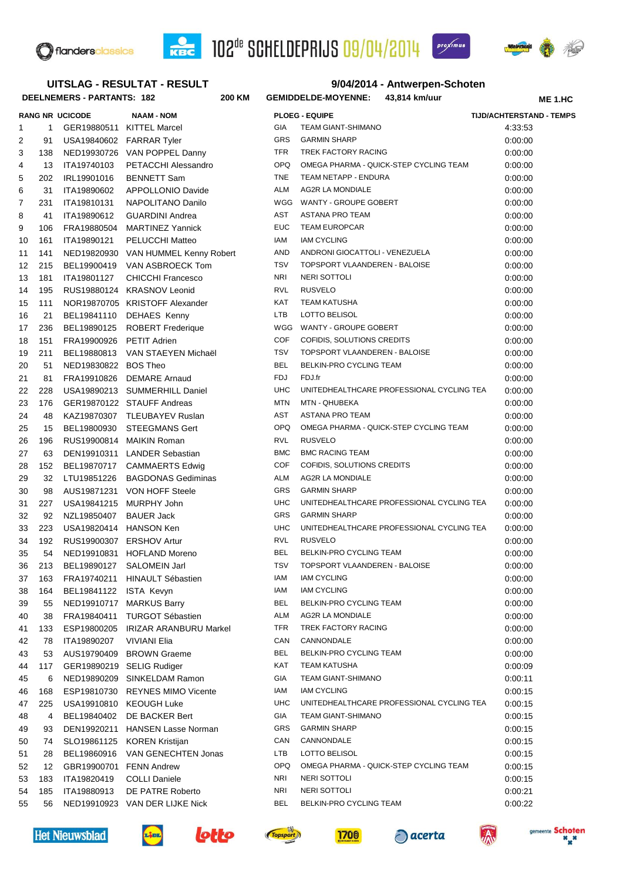# 102de SCHELDEPRIJS 09/04/2014

## UITSLAG - RESULTAT - RESULT

## 9/04/2014 - Antwerpen-Schoten

**DEELNEMERS - PARTANTS: 182** **200 KM** **GEMIDDELDE-MOYENNE: 43,814 km/uur** **ME 1.HC**

| RANG | NR | UCICODE | NAAM - NOM | PLOEG - EQUIPE | | TIJD/ACHTERSTAND - TEMPS |
|---|---|---|---|---|---|---|
| 1 | 1 | GER19880511 | KITTEL Marcel | GIA | TEAM GIANT-SHIMANO | 4:33:53 |
| 2 | 91 | USA19840602 | FARRAR Tyler | GRS | GARMIN SHARP | 0:00:00 |
| 3 | 138 | NED19930726 | VAN POPPEL Danny | TFR | TREK FACTORY RACING | 0:00:00 |
| 4 | 13 | ITA19740103 | PETACCHI Alessandro | OPQ | OMEGA PHARMA - QUICK-STEP CYCLING TEAM | 0:00:00 |
| 5 | 202 | IRL19901016 | BENNETT Sam | TNE | TEAM NETAPP - ENDURA | 0:00:00 |
| 6 | 31 | ITA19890602 | APPOLLONIO Davide | ALM | AG2R LA MONDIALE | 0:00:00 |
| 7 | 231 | ITA19810131 | NAPOLITANO Danilo | WGG | WANTY - GROUPE GOBERT | 0:00:00 |
| 8 | 41 | ITA19890612 | GUARDINI Andrea | AST | ASTANA PRO TEAM | 0:00:00 |
| 9 | 106 | FRA19880504 | MARTINEZ Yannick | EUC | TEAM EUROPCAR | 0:00:00 |
| 10 | 161 | ITA19890121 | PELUCCHI Matteo | IAM | IAM CYCLING | 0:00:00 |
| 11 | 141 | NED19820930 | VAN HUMMEL Kenny Robert | AND | ANDRONI GIOCATTOLI - VENEZUELA | 0:00:00 |
| 12 | 215 | BEL19900419 | VAN ASBROECK Tom | TSV | TOPSPORT VLAANDEREN - BALOISE | 0:00:00 |
| 13 | 181 | ITA19801127 | CHICCHI Francesco | NRI | NERI SOTTOLI | 0:00:00 |
| 14 | 195 | RUS19880124 | KRASNOV Leonid | RVL | RUSVELO | 0:00:00 |
| 15 | 111 | NOR19870705 | KRISTOFF Alexander | KAT | TEAM KATUSHA | 0:00:00 |
| 16 | 21 | BEL19841110 | DEHAES Kenny | LTB | LOTTO BELISOL | 0:00:00 |
| 17 | 236 | BEL19890125 | ROBERT Frederique | WGG | WANTY - GROUPE GOBERT | 0:00:00 |
| 18 | 151 | FRA19900926 | PETIT Adrien | COF | COFIDIS, SOLUTIONS CREDITS | 0:00:00 |
| 19 | 211 | BEL19880813 | VAN STAEYEN Michaël | TSV | TOPSPORT VLAANDEREN - BALOISE | 0:00:00 |
| 20 | 51 | NED19830822 | BOS Theo | BEL | BELKIN-PRO CYCLING TEAM | 0:00:00 |
| 21 | 81 | FRA19910826 | DEMARE Arnaud | FDJ | FDJ.fr | 0:00:00 |
| 22 | 228 | USA19890213 | SUMMERHILL Daniel | UHC | UNITEDHEALTHCARE PROFESSIONAL CYCLING TEA | 0:00:00 |
| 23 | 176 | GER19870122 | STAUFF Andreas | MTN | MTN - QHUBEKA | 0:00:00 |
| 24 | 48 | KAZ19870307 | TLEUBAYEV Ruslan | AST | ASTANA PRO TEAM | 0:00:00 |
| 25 | 15 | BEL19800930 | STEEGMANS Gert | OPQ | OMEGA PHARMA - QUICK-STEP CYCLING TEAM | 0:00:00 |
| 26 | 196 | RUS19900814 | MAIKIN Roman | RVL | RUSVELO | 0:00:00 |
| 27 | 63 | DEN19910311 | LANDER Sebastian | BMC | BMC RACING TEAM | 0:00:00 |
| 28 | 152 | BEL19870717 | CAMMAERTS Edwig | COF | COFIDIS, SOLUTIONS CREDITS | 0:00:00 |
| 29 | 32 | LTU19851226 | BAGDONAS Gediminas | ALM | AG2R LA MONDIALE | 0:00:00 |
| 30 | 98 | AUS19871231 | VON HOFF Steele | GRS | GARMIN SHARP | 0:00:00 |
| 31 | 227 | USA19841215 | MURPHY John | UHC | UNITEDHEALTHCARE PROFESSIONAL CYCLING TEA | 0:00:00 |
| 32 | 92 | NZL19850407 | BAUER Jack | GRS | GARMIN SHARP | 0:00:00 |
| 33 | 223 | USA19820414 | HANSON Ken | UHC | UNITEDHEALTHCARE PROFESSIONAL CYCLING TEA | 0:00:00 |
| 34 | 192 | RUS19900307 | ERSHOV Artur | RVL | RUSVELO | 0:00:00 |
| 35 | 54 | NED19910831 | HOFLAND Moreno | BEL | BELKIN-PRO CYCLING TEAM | 0:00:00 |
| 36 | 213 | BEL19890127 | SALOMEIN Jarl | TSV | TOPSPORT VLAANDEREN - BALOISE | 0:00:00 |
| 37 | 163 | FRA19740211 | HINAULT Sébastien | IAM | IAM CYCLING | 0:00:00 |
| 38 | 164 | BEL19841122 | ISTA Kevyn | IAM | IAM CYCLING | 0:00:00 |
| 39 | 55 | NED19910717 | MARKUS Barry | BEL | BELKIN-PRO CYCLING TEAM | 0:00:00 |
| 40 | 38 | FRA19840411 | TURGOT Sébastien | ALM | AG2R LA MONDIALE | 0:00:00 |
| 41 | 133 | ESP19800205 | IRIZAR ARANBURU Markel | TFR | TREK FACTORY RACING | 0:00:00 |
| 42 | 78 | ITA19890207 | VIVIANI Elia | CAN | CANNONDALE | 0:00:00 |
| 43 | 53 | AUS19790409 | BROWN Graeme | BEL | BELKIN-PRO CYCLING TEAM | 0:00:00 |
| 44 | 117 | GER19890219 | SELIG Rudiger | KAT | TEAM KATUSHA | 0:00:09 |
| 45 | 6 | NED19890209 | SINKELDAM Ramon | GIA | TEAM GIANT-SHIMANO | 0:00:11 |
| 46 | 168 | ESP19810730 | REYNES MIMO Vicente | IAM | IAM CYCLING | 0:00:15 |
| 47 | 225 | USA19910810 | KEOUGH Luke | UHC | UNITEDHEALTHCARE PROFESSIONAL CYCLING TEA | 0:00:15 |
| 48 | 4 | BEL19840402 | DE BACKER Bert | GIA | TEAM GIANT-SHIMANO | 0:00:15 |
| 49 | 93 | DEN19920211 | HANSEN Lasse Norman | GRS | GARMIN SHARP | 0:00:15 |
| 50 | 74 | SLO19861125 | KOREN Kristijan | CAN | CANNONDALE | 0:00:15 |
| 51 | 28 | BEL19860916 | VAN GENECHTEN Jonas | LTB | LOTTO BELISOL | 0:00:15 |
| 52 | 12 | GBR19900701 | FENN Andrew | OPQ | OMEGA PHARMA - QUICK-STEP CYCLING TEAM | 0:00:15 |
| 53 | 183 | ITA19820419 | COLLI Daniele | NRI | NERI SOTTOLI | 0:00:15 |
| 54 | 185 | ITA19880913 | DE PATRE Roberto | NRI | NERI SOTTOLI | 0:00:21 |
| 55 | 56 | NED19910923 | VAN DER LIJKE Nick | BEL | BELKIN-PRO CYCLING TEAM | 0:00:22 |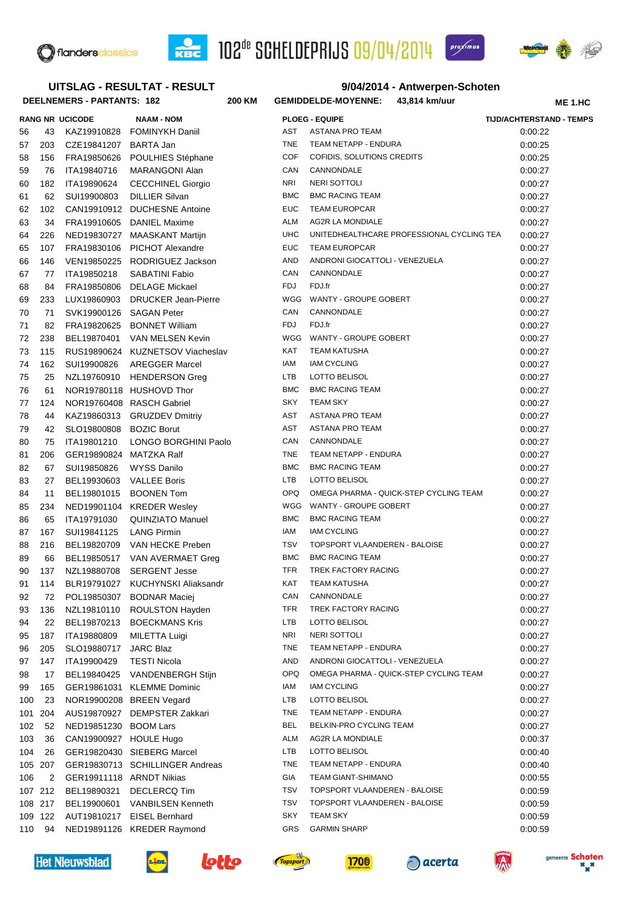# 102de SCHELDEPRIJS 09/04/2014

## UITSLAG - RESULTAT - RESULT

**9/04/2014 - Antwerpen-Schoten**

**DEELNEMERS - PARTANTS: 182** **200 KM** **GEMIDDELDE-MOYENNE: 43,814 km/uur** **ME 1.HC**

| RANG | NR | UCICODE | NAAM - NOM | PLOEG - EQUIPE | | TIJD/ACHTERSTAND - TEMPS |
|---|---|---|---|---|---|---|
| 56 | 43 | KAZ19910828 | FOMINYKH Daniil | AST | ASTANA PRO TEAM | 0:00:22 |
| 57 | 203 | CZE19841207 | BARTA Jan | TNE | TEAM NETAPP - ENDURA | 0:00:25 |
| 58 | 156 | FRA19850626 | POULHIES Stéphane | COF | COFIDIS, SOLUTIONS CREDITS | 0:00:25 |
| 59 | 76 | ITA19840716 | MARANGONI Alan | CAN | CANNONDALE | 0:00:27 |
| 60 | 182 | ITA19890624 | CECCHINEL Giorgio | NRI | NERI SOTTOLI | 0:00:27 |
| 61 | 62 | SUI19900803 | DILLIER Silvan | BMC | BMC RACING TEAM | 0:00:27 |
| 62 | 102 | CAN19910912 | DUCHESNE Antoine | EUC | TEAM EUROPCAR | 0:00:27 |
| 63 | 34 | FRA19910605 | DANIEL Maxime | ALM | AG2R LA MONDIALE | 0:00:27 |
| 64 | 226 | NED19830727 | MAASKANT Martijn | UHC | UNITEDHEALTHCARE PROFESSIONAL CYCLING TEA | 0:00:27 |
| 65 | 107 | FRA19830106 | PICHOT Alexandre | EUC | TEAM EUROPCAR | 0:00:27 |
| 66 | 146 | VEN19850225 | RODRIGUEZ Jackson | AND | ANDRONI GIOCATTOLI - VENEZUELA | 0:00:27 |
| 67 | 77 | ITA19850218 | SABATINI Fabio | CAN | CANNONDALE | 0:00:27 |
| 68 | 84 | FRA19850806 | DELAGE Mickael | FDJ | FDJ.fr | 0:00:27 |
| 69 | 233 | LUX19860903 | DRUCKER Jean-Pierre | WGG | WANTY - GROUPE GOBERT | 0:00:27 |
| 70 | 71 | SVK19900126 | SAGAN Peter | CAN | CANNONDALE | 0:00:27 |
| 71 | 82 | FRA19820625 | BONNET William | FDJ | FDJ.fr | 0:00:27 |
| 72 | 238 | BEL19870401 | VAN MELSEN Kevin | WGG | WANTY - GROUPE GOBERT | 0:00:27 |
| 73 | 115 | RUS19890624 | KUZNETSOV Viacheslav | KAT | TEAM KATUSHA | 0:00:27 |
| 74 | 162 | SUI19900826 | AREGGER Marcel | IAM | IAM CYCLING | 0:00:27 |
| 75 | 25 | NZL19760910 | HENDERSON Greg | LTB | LOTTO BELISOL | 0:00:27 |
| 76 | 61 | NOR19780118 | HUSHOVD Thor | BMC | BMC RACING TEAM | 0:00:27 |
| 77 | 124 | NOR19760408 | RASCH Gabriel | SKY | TEAM SKY | 0:00:27 |
| 78 | 44 | KAZ19860313 | GRUZDEV Dmitriy | AST | ASTANA PRO TEAM | 0:00:27 |
| 79 | 42 | SLO19800808 | BOZIC Borut | AST | ASTANA PRO TEAM | 0:00:27 |
| 80 | 75 | ITA19801210 | LONGO BORGHINI Paolo | CAN | CANNONDALE | 0:00:27 |
| 81 | 206 | GER19890824 | MATZKA Ralf | TNE | TEAM NETAPP - ENDURA | 0:00:27 |
| 82 | 67 | SUI19850826 | WYSS Danilo | BMC | BMC RACING TEAM | 0:00:27 |
| 83 | 27 | BEL19930603 | VALLEE Boris | LTB | LOTTO BELISOL | 0:00:27 |
| 84 | 11 | BEL19801015 | BOONEN Tom | OPQ | OMEGA PHARMA - QUICK-STEP CYCLING TEAM | 0:00:27 |
| 85 | 234 | NED19901104 | KREDER Wesley | WGG | WANTY - GROUPE GOBERT | 0:00:27 |
| 86 | 65 | ITA19791030 | QUINZIATO Manuel | BMC | BMC RACING TEAM | 0:00:27 |
| 87 | 167 | SUI19841125 | LANG Pirmin | IAM | IAM CYCLING | 0:00:27 |
| 88 | 216 | BEL19820709 | VAN HECKE Preben | TSV | TOPSPORT VLAANDEREN - BALOISE | 0:00:27 |
| 89 | 66 | BEL19850517 | VAN AVERMAET Greg | BMC | BMC RACING TEAM | 0:00:27 |
| 90 | 137 | NZL19880708 | SERGENT Jesse | TFR | TREK FACTORY RACING | 0:00:27 |
| 91 | 114 | BLR19791027 | KUCHYNSKI Aliaksandr | KAT | TEAM KATUSHA | 0:00:27 |
| 92 | 72 | POL19850307 | BODNAR Maciej | CAN | CANNONDALE | 0:00:27 |
| 93 | 136 | NZL19810110 | ROULSTON Hayden | TFR | TREK FACTORY RACING | 0:00:27 |
| 94 | 22 | BEL19870213 | BOECKMANS Kris | LTB | LOTTO BELISOL | 0:00:27 |
| 95 | 187 | ITA19880809 | MILETTA Luigi | NRI | NERI SOTTOLI | 0:00:27 |
| 96 | 205 | SLO19880717 | JARC Blaz | TNE | TEAM NETAPP - ENDURA | 0:00:27 |
| 97 | 147 | ITA19900429 | TESTI Nicola | AND | ANDRONI GIOCATTOLI - VENEZUELA | 0:00:27 |
| 98 | 17 | BEL19840425 | VANDENBERGH Stijn | OPQ | OMEGA PHARMA - QUICK-STEP CYCLING TEAM | 0:00:27 |
| 99 | 165 | GER19861031 | KLEMME Dominic | IAM | IAM CYCLING | 0:00:27 |
| 100 | 23 | NOR19900208 | BREEN Vegard | LTB | LOTTO BELISOL | 0:00:27 |
| 101 | 204 | AUS19870927 | DEMPSTER Zakkari | TNE | TEAM NETAPP - ENDURA | 0:00:27 |
| 102 | 52 | NED19851230 | BOOM Lars | BEL | BELKIN-PRO CYCLING TEAM | 0:00:27 |
| 103 | 36 | CAN19900927 | HOULE Hugo | ALM | AG2R LA MONDIALE | 0:00:37 |
| 104 | 26 | GER19820430 | SIEBERG Marcel | LTB | LOTTO BELISOL | 0:00:40 |
| 105 | 207 | GER19830713 | SCHILLINGER Andreas | TNE | TEAM NETAPP - ENDURA | 0:00:40 |
| 106 | 2 | GER19911118 | ARNDT Nikias | GIA | TEAM GIANT-SHIMANO | 0:00:55 |
| 107 | 212 | BEL19890321 | DECLERCQ Tim | TSV | TOPSPORT VLAANDEREN - BALOISE | 0:00:59 |
| 108 | 217 | BEL19900601 | VANBILSEN Kenneth | TSV | TOPSPORT VLAANDEREN - BALOISE | 0:00:59 |
| 109 | 122 | AUT19810217 | EISEL Bernhard | SKY | TEAM SKY | 0:00:59 |
| 110 | 94 | NED19891126 | KREDER Raymond | GRS | GARMIN SHARP | 0:00:59 |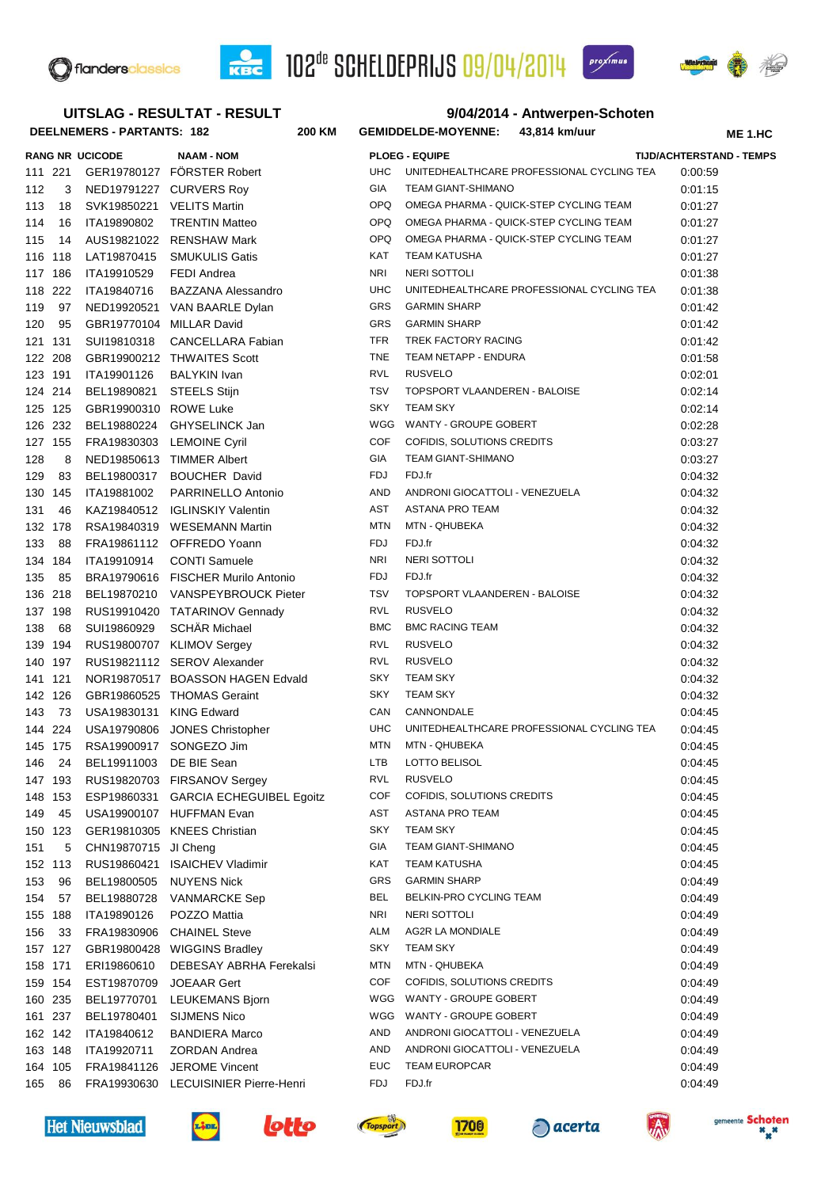# 102de SCHELDEPRIJS 09/04/2014

## UITSLAG - RESULTAT - RESULT

## 9/04/2014 - Antwerpen-Schoten

**DEELNEMERS - PARTANTS: 182** **200 KM** **GEMIDDELDE-MOYENNE: 43,814 km/uur** **ME 1.HC**

| RANG | NR | UCICODE | NAAM - NOM | PLOEG - EQUIPE | | TIJD/ACHTERSTAND - TEMPS |
|---|---|---|---|---|---|---|
| 111 | 221 | GER19780127 | FÖRSTER Robert | UHC | UNITEDHEALTHCARE PROFESSIONAL CYCLING TEA | 0:00:59 |
| 112 | 3 | NED19791227 | CURVERS Roy | GIA | TEAM GIANT-SHIMANO | 0:01:15 |
| 113 | 18 | SVK19850221 | VELITS Martin | OPQ | OMEGA PHARMA - QUICK-STEP CYCLING TEAM | 0:01:27 |
| 114 | 16 | ITA19890802 | TRENTIN Matteo | OPQ | OMEGA PHARMA - QUICK-STEP CYCLING TEAM | 0:01:27 |
| 115 | 14 | AUS19821022 | RENSHAW Mark | OPQ | OMEGA PHARMA - QUICK-STEP CYCLING TEAM | 0:01:27 |
| 116 | 118 | LAT19870415 | SMUKULIS Gatis | KAT | TEAM KATUSHA | 0:01:27 |
| 117 | 186 | ITA19910529 | FEDI Andrea | NRI | NERI SOTTOLI | 0:01:38 |
| 118 | 222 | ITA19840716 | BAZZANA Alessandro | UHC | UNITEDHEALTHCARE PROFESSIONAL CYCLING TEA | 0:01:38 |
| 119 | 97 | NED19920521 | VAN BAARLE Dylan | GRS | GARMIN SHARP | 0:01:42 |
| 120 | 95 | GBR19770104 | MILLAR David | GRS | GARMIN SHARP | 0:01:42 |
| 121 | 131 | SUI19810318 | CANCELLARA Fabian | TFR | TREK FACTORY RACING | 0:01:42 |
| 122 | 208 | GBR19900212 | THWAITES Scott | TNE | TEAM NETAPP - ENDURA | 0:01:58 |
| 123 | 191 | ITA19901126 | BALYKIN Ivan | RVL | RUSVELO | 0:02:01 |
| 124 | 214 | BEL19890821 | STEELS Stijn | TSV | TOPSPORT VLAANDEREN - BALOISE | 0:02:14 |
| 125 | 125 | GBR19900310 | ROWE Luke | SKY | TEAM SKY | 0:02:14 |
| 126 | 232 | BEL19880224 | GHYSELINCK Jan | WGG | WANTY - GROUPE GOBERT | 0:02:28 |
| 127 | 155 | FRA19830303 | LEMOINE Cyril | COF | COFIDIS, SOLUTIONS CREDITS | 0:03:27 |
| 128 | 8 | NED19850613 | TIMMER Albert | GIA | TEAM GIANT-SHIMANO | 0:03:27 |
| 129 | 83 | BEL19800317 | BOUCHER David | FDJ | FDJ.fr | 0:04:32 |
| 130 | 145 | ITA19881002 | PARRINELLO Antonio | AND | ANDRONI GIOCATTOLI - VENEZUELA | 0:04:32 |
| 131 | 46 | KAZ19840512 | IGLINSKIY Valentin | AST | ASTANA PRO TEAM | 0:04:32 |
| 132 | 178 | RSA19840319 | WESEMANN Martin | MTN | MTN - QHUBEKA | 0:04:32 |
| 133 | 88 | FRA19861112 | OFFREDO Yoann | FDJ | FDJ.fr | 0:04:32 |
| 134 | 184 | ITA19910914 | CONTI Samuele | NRI | NERI SOTTOLI | 0:04:32 |
| 135 | 85 | BRA19790616 | FISCHER Murilo Antonio | FDJ | FDJ.fr | 0:04:32 |
| 136 | 218 | BEL19870210 | VANSPEYBROUCK Pieter | TSV | TOPSPORT VLAANDEREN - BALOISE | 0:04:32 |
| 137 | 198 | RUS19910420 | TATARINOV Gennady | RVL | RUSVELO | 0:04:32 |
| 138 | 68 | SUI19860929 | SCHÄR Michael | BMC | BMC RACING TEAM | 0:04:32 |
| 139 | 194 | RUS19800707 | KLIMOV Sergey | RVL | RUSVELO | 0:04:32 |
| 140 | 197 | RUS19821112 | SEROV Alexander | RVL | RUSVELO | 0:04:32 |
| 141 | 121 | NOR19870517 | BOASSON HAGEN Edvald | SKY | TEAM SKY | 0:04:32 |
| 142 | 126 | GBR19860525 | THOMAS Geraint | SKY | TEAM SKY | 0:04:32 |
| 143 | 73 | USA19830131 | KING Edward | CAN | CANNONDALE | 0:04:45 |
| 144 | 224 | USA19790806 | JONES Christopher | UHC | UNITEDHEALTHCARE PROFESSIONAL CYCLING TEA | 0:04:45 |
| 145 | 175 | RSA19900917 | SONGEZO Jim | MTN | MTN - QHUBEKA | 0:04:45 |
| 146 | 24 | BEL19911003 | DE BIE Sean | LTB | LOTTO BELISOL | 0:04:45 |
| 147 | 193 | RUS19820703 | FIRSANOV Sergey | RVL | RUSVELO | 0:04:45 |
| 148 | 153 | ESP19860331 | GARCIA ECHEGUIBEL Egoitz | COF | COFIDIS, SOLUTIONS CREDITS | 0:04:45 |
| 149 | 45 | USA19900107 | HUFFMAN Evan | AST | ASTANA PRO TEAM | 0:04:45 |
| 150 | 123 | GER19810305 | KNEES Christian | SKY | TEAM SKY | 0:04:45 |
| 151 | 5 | CHN19870715 | JI Cheng | GIA | TEAM GIANT-SHIMANO | 0:04:45 |
| 152 | 113 | RUS19860421 | ISAICHEV Vladimir | KAT | TEAM KATUSHA | 0:04:45 |
| 153 | 96 | BEL19800505 | NUYENS Nick | GRS | GARMIN SHARP | 0:04:49 |
| 154 | 57 | BEL19880728 | VANMARCKE Sep | BEL | BELKIN-PRO CYCLING TEAM | 0:04:49 |
| 155 | 188 | ITA19890126 | POZZO Mattia | NRI | NERI SOTTOLI | 0:04:49 |
| 156 | 33 | FRA19830906 | CHAINEL Steve | ALM | AG2R LA MONDIALE | 0:04:49 |
| 157 | 127 | GBR19800428 | WIGGINS Bradley | SKY | TEAM SKY | 0:04:49 |
| 158 | 171 | ERI19860610 | DEBESAY ABRHA Ferekalsi | MTN | MTN - QHUBEKA | 0:04:49 |
| 159 | 154 | EST19870709 | JOEAAR Gert | COF | COFIDIS, SOLUTIONS CREDITS | 0:04:49 |
| 160 | 235 | BEL19770701 | LEUKEMANS Bjorn | WGG | WANTY - GROUPE GOBERT | 0:04:49 |
| 161 | 237 | BEL19780401 | SIJMENS Nico | WGG | WANTY - GROUPE GOBERT | 0:04:49 |
| 162 | 142 | ITA19840612 | BANDIERA Marco | AND | ANDRONI GIOCATTOLI - VENEZUELA | 0:04:49 |
| 163 | 148 | ITA19920711 | ZORDAN Andrea | AND | ANDRONI GIOCATTOLI - VENEZUELA | 0:04:49 |
| 164 | 105 | FRA19841126 | JEROME Vincent | EUC | TEAM EUROPCAR | 0:04:49 |
| 165 | 86 | FRA19930630 | LECUISINIER Pierre-Henri | FDJ | FDJ.fr | 0:04:49 |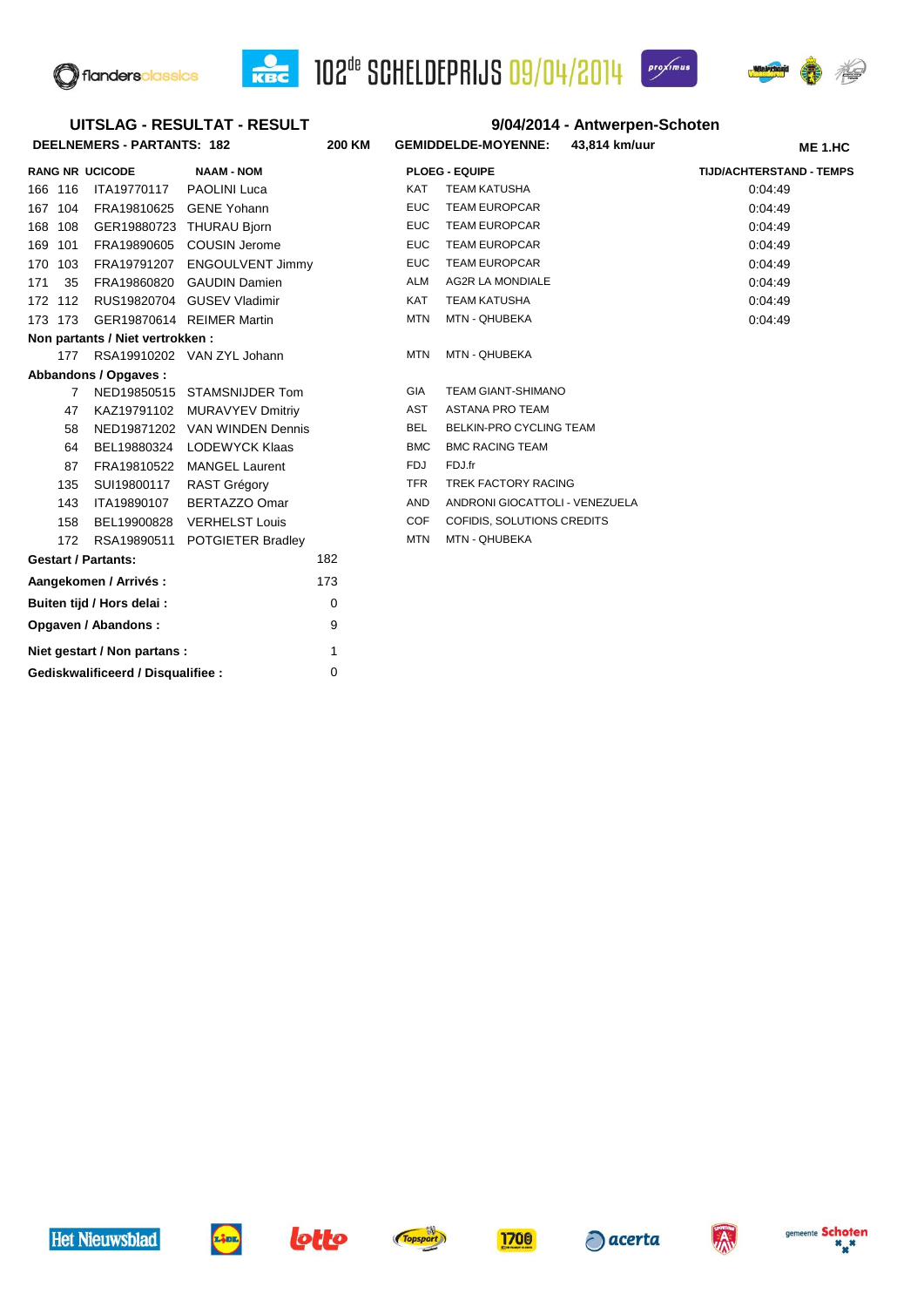102de SCHELDEPRIJS 09/04/2014

## UITSLAG - RESULTAT - RESULT

**9/04/2014 - Antwerpen-Schoten**

**DEELNEMERS - PARTANTS: 182** | **200 KM** | **GEMIDDELDE-MOYENNE: 43,814 km/uur** | **ME 1.HC**

| RANG | NR | UCICODE | NAAM - NOM | | PLOEG - EQUIPE | TIJD/ACHTERSTAND - TEMPS |
|---|---|---|---|---|---|---|
| 166 | 116 | ITA19770117 | PAOLINI Luca | KAT | TEAM KATUSHA | 0:04:49 |
| 167 | 104 | FRA19810625 | GENE Yohann | EUC | TEAM EUROPCAR | 0:04:49 |
| 168 | 108 | GER19880723 | THURAU Bjorn | EUC | TEAM EUROPCAR | 0:04:49 |
| 169 | 101 | FRA19890605 | COUSIN Jerome | EUC | TEAM EUROPCAR | 0:04:49 |
| 170 | 103 | FRA19791207 | ENGOULVENT Jimmy | EUC | TEAM EUROPCAR | 0:04:49 |
| 171 | 35 | FRA19860820 | GAUDIN Damien | ALM | AG2R LA MONDIALE | 0:04:49 |
| 172 | 112 | RUS19820704 | GUSEV Vladimir | KAT | TEAM KATUSHA | 0:04:49 |
| 173 | 173 | GER19870614 | REIMER Martin | MTN | MTN - QHUBEKA | 0:04:49 |

**Non partants / Niet vertrokken :**

| NR | UCICODE | NAAM - NOM | | PLOEG - EQUIPE |
|---|---|---|---|---|
| 177 | RSA19910202 | VAN ZYL Johann | MTN | MTN - QHUBEKA |

**Abbandons / Opgaves :**

| NR | UCICODE | NAAM - NOM | | PLOEG - EQUIPE |
|---|---|---|---|---|
| 7 | NED19850515 | STAMSNIJDER Tom | GIA | TEAM GIANT-SHIMANO |
| 47 | KAZ19791102 | MURAVYEV Dmitriy | AST | ASTANA PRO TEAM |
| 58 | NED19871202 | VAN WINDEN Dennis | BEL | BELKIN-PRO CYCLING TEAM |
| 64 | BEL19880324 | LODEWYCK Klaas | BMC | BMC RACING TEAM |
| 87 | FRA19810522 | MANGEL Laurent | FDJ | FDJ.fr |
| 135 | SUI19800117 | RAST Grégory | TFR | TREK FACTORY RACING |
| 143 | ITA19890107 | BERTAZZO Omar | AND | ANDRONI GIOCATTOLI - VENEZUELA |
| 158 | BEL19900828 | VERHELST Louis | COF | COFIDIS, SOLUTIONS CREDITS |
| 172 | RSA19890511 | POTGIETER Bradley | MTN | MTN - QHUBEKA |

| | |
|---|---|
| **Gestart / Partants:** | 182 |
| **Aangekomen / Arrivés :** | 173 |
| **Buiten tijd / Hors delai :** | 0 |
| **Opgaven / Abandons :** | 9 |
| **Niet gestart / Non partans :** | 1 |
| **Gediskwalificeerd / Disqualifiee :** | 0 |